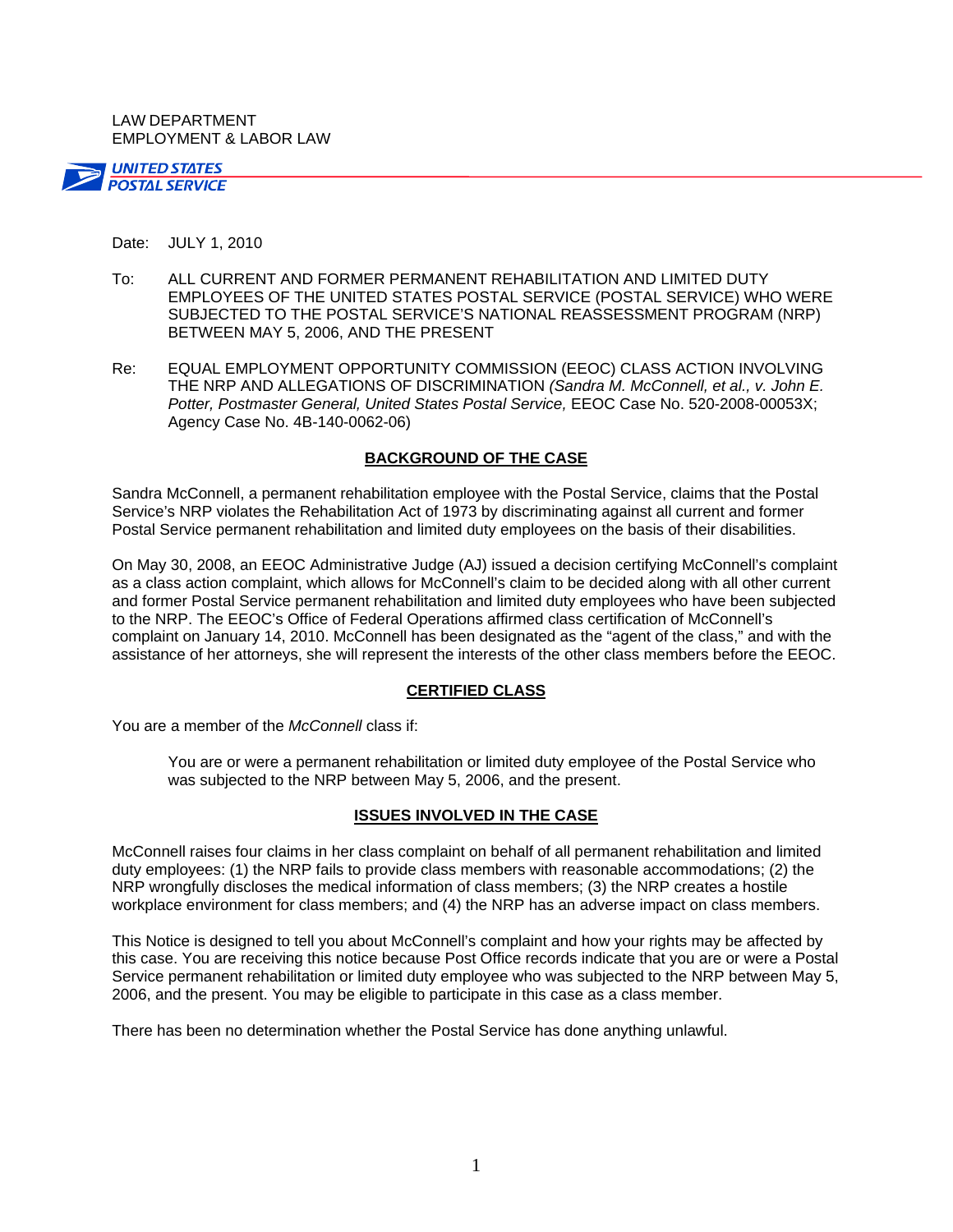LAW DEPARTMENT
EMPLOYMENT & LABOR LAW

UNITED STATES POSTAL SERVICE

Date: JULY 1, 2010

To: ALL CURRENT AND FORMER PERMANENT REHABILITATION AND LIMITED DUTY EMPLOYEES OF THE UNITED STATES POSTAL SERVICE (POSTAL SERVICE) WHO WERE SUBJECTED TO THE POSTAL SERVICE'S NATIONAL REASSESSMENT PROGRAM (NRP) BETWEEN MAY 5, 2006, AND THE PRESENT

Re: EQUAL EMPLOYMENT OPPORTUNITY COMMISSION (EEOC) CLASS ACTION INVOLVING THE NRP AND ALLEGATIONS OF DISCRIMINATION *(Sandra M. McConnell, et al., v. John E. Potter, Postmaster General, United States Postal Service,* EEOC Case No. 520-2008-00053X; Agency Case No. 4B-140-0062-06)

## BACKGROUND OF THE CASE

Sandra McConnell, a permanent rehabilitation employee with the Postal Service, claims that the Postal Service's NRP violates the Rehabilitation Act of 1973 by discriminating against all current and former Postal Service permanent rehabilitation and limited duty employees on the basis of their disabilities.

On May 30, 2008, an EEOC Administrative Judge (AJ) issued a decision certifying McConnell's complaint as a class action complaint, which allows for McConnell's claim to be decided along with all other current and former Postal Service permanent rehabilitation and limited duty employees who have been subjected to the NRP. The EEOC's Office of Federal Operations affirmed class certification of McConnell's complaint on January 14, 2010. McConnell has been designated as the "agent of the class," and with the assistance of her attorneys, she will represent the interests of the other class members before the EEOC.

## CERTIFIED CLASS

You are a member of the *McConnell* class if:

> You are or were a permanent rehabilitation or limited duty employee of the Postal Service who was subjected to the NRP between May 5, 2006, and the present.

## ISSUES INVOLVED IN THE CASE

McConnell raises four claims in her class complaint on behalf of all permanent rehabilitation and limited duty employees: (1) the NRP fails to provide class members with reasonable accommodations; (2) the NRP wrongfully discloses the medical information of class members; (3) the NRP creates a hostile workplace environment for class members; and (4) the NRP has an adverse impact on class members.

This Notice is designed to tell you about McConnell's complaint and how your rights may be affected by this case. You are receiving this notice because Post Office records indicate that you are or were a Postal Service permanent rehabilitation or limited duty employee who was subjected to the NRP between May 5, 2006, and the present. You may be eligible to participate in this case as a class member.

There has been no determination whether the Postal Service has done anything unlawful.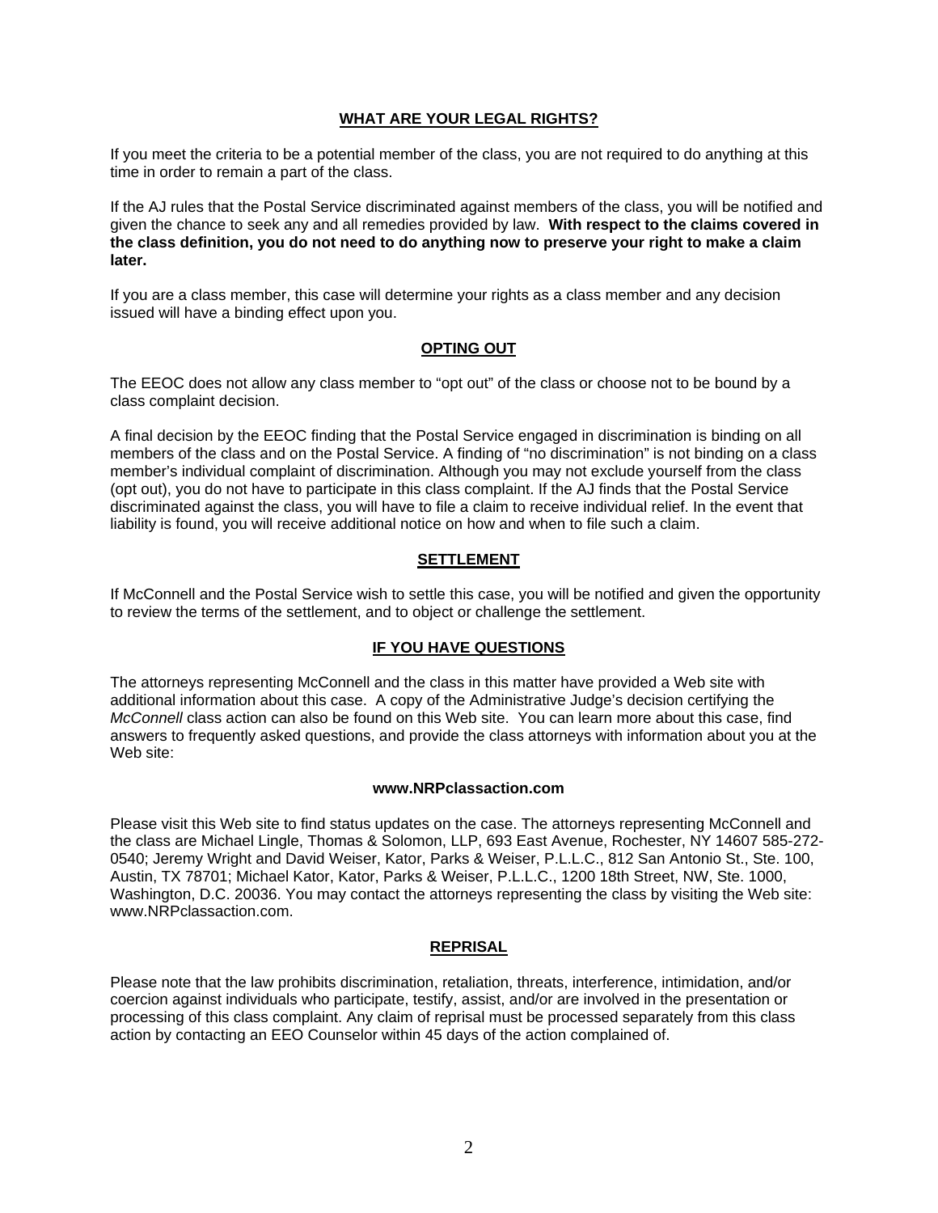## WHAT ARE YOUR LEGAL RIGHTS?

If you meet the criteria to be a potential member of the class, you are not required to do anything at this time in order to remain a part of the class.

If the AJ rules that the Postal Service discriminated against members of the class, you will be notified and given the chance to seek any and all remedies provided by law. **With respect to the claims covered in the class definition, you do not need to do anything now to preserve your right to make a claim later.**

If you are a class member, this case will determine your rights as a class member and any decision issued will have a binding effect upon you.

## OPTING OUT

The EEOC does not allow any class member to "opt out" of the class or choose not to be bound by a class complaint decision.

A final decision by the EEOC finding that the Postal Service engaged in discrimination is binding on all members of the class and on the Postal Service. A finding of "no discrimination" is not binding on a class member's individual complaint of discrimination. Although you may not exclude yourself from the class (opt out), you do not have to participate in this class complaint. If the AJ finds that the Postal Service discriminated against the class, you will have to file a claim to receive individual relief. In the event that liability is found, you will receive additional notice on how and when to file such a claim.

## SETTLEMENT

If McConnell and the Postal Service wish to settle this case, you will be notified and given the opportunity to review the terms of the settlement, and to object or challenge the settlement.

## IF YOU HAVE QUESTIONS

The attorneys representing McConnell and the class in this matter have provided a Web site with additional information about this case. A copy of the Administrative Judge's decision certifying the *McConnell* class action can also be found on this Web site. You can learn more about this case, find answers to frequently asked questions, and provide the class attorneys with information about you at the Web site:

**www.NRPclassaction.com**

Please visit this Web site to find status updates on the case. The attorneys representing McConnell and the class are Michael Lingle, Thomas & Solomon, LLP, 693 East Avenue, Rochester, NY 14607 585-272-0540; Jeremy Wright and David Weiser, Kator, Parks & Weiser, P.L.L.C., 812 San Antonio St., Ste. 100, Austin, TX 78701; Michael Kator, Kator, Parks & Weiser, P.L.L.C., 1200 18th Street, NW, Ste. 1000, Washington, D.C. 20036. You may contact the attorneys representing the class by visiting the Web site: www.NRPclassaction.com.

## REPRISAL

Please note that the law prohibits discrimination, retaliation, threats, interference, intimidation, and/or coercion against individuals who participate, testify, assist, and/or are involved in the presentation or processing of this class complaint. Any claim of reprisal must be processed separately from this class action by contacting an EEO Counselor within 45 days of the action complained of.